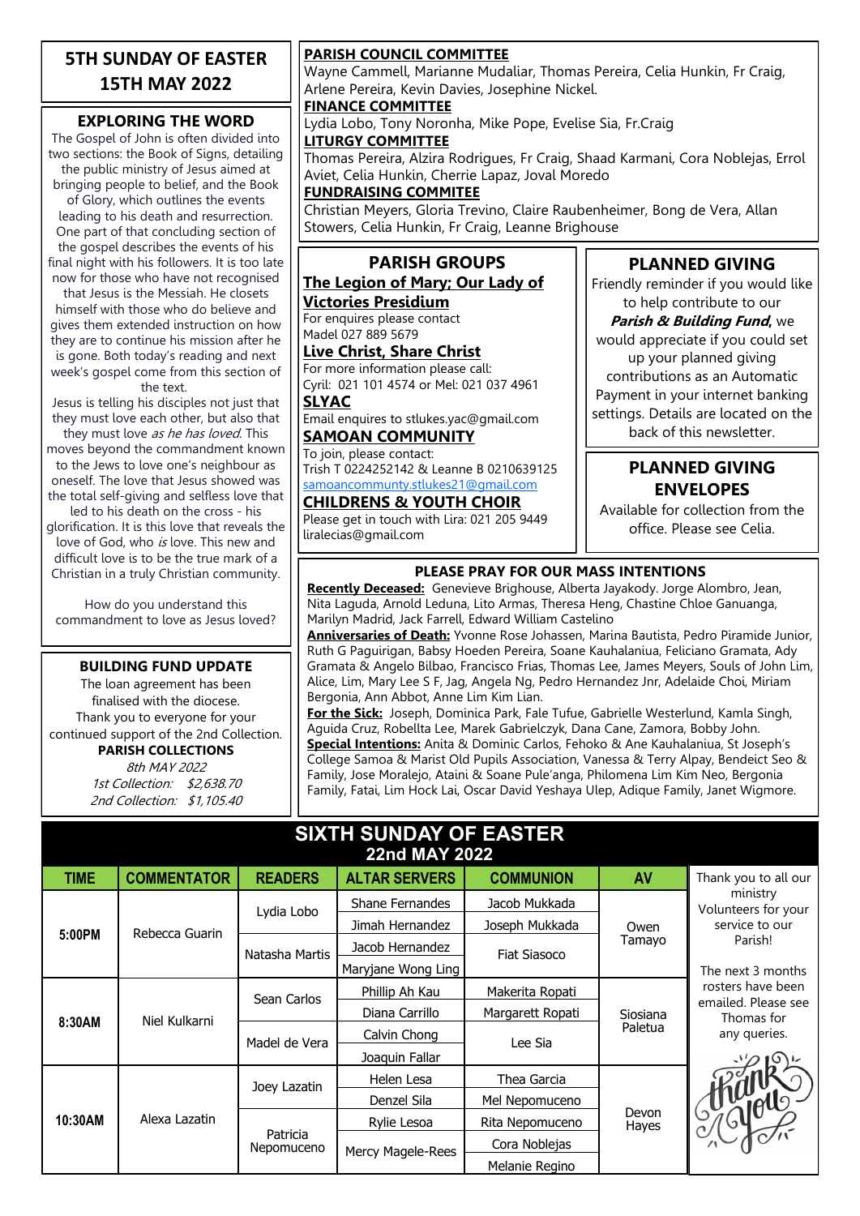# 5TH SUNDAY OF EASTER
# 15TH MAY 2022

## EXPLORING THE WORD

The Gospel of John is often divided into two sections: the Book of Signs, detailing the public ministry of Jesus aimed at bringing people to belief, and the Book of Glory, which outlines the events leading to his death and resurrection. One part of that concluding section of the gospel describes the events of his final night with his followers. It is too late now for those who have not recognised that Jesus is the Messiah. He closets himself with those who do believe and gives them extended instruction on how they are to continue his mission after he is gone. Both today's reading and next week's gospel come from this section of the text.

Jesus is telling his disciples not just that they must love each other, but also that they must love *as he has loved*. This moves beyond the commandment known to the Jews to love one's neighbour as oneself. The love that Jesus showed was the total self-giving and selfless love that led to his death on the cross - his glorification. It is this love that reveals the love of God, who *is* love. This new and difficult love is to be the true mark of a Christian in a truly Christian community.

How do you understand this commandment to love as Jesus loved?

## BUILDING FUND UPDATE

The loan agreement has been finalised with the diocese.
Thank you to everyone for your continued support of the 2nd Collection.

**PARISH COLLECTIONS**
*8th MAY 2022*
*1st Collection: $2,638.70*
*2nd Collection: $1,105.40*

**PARISH COUNCIL COMMITTEE**
Wayne Cammell, Marianne Mudaliar, Thomas Pereira, Celia Hunkin, Fr Craig, Arlene Pereira, Kevin Davies, Josephine Nickel.

**FINANCE COMMITTEE**
Lydia Lobo, Tony Noronha, Mike Pope, Evelise Sia, Fr.Craig

**LITURGY COMMITTEE**
Thomas Pereira, Alzira Rodrigues, Fr Craig, Shaad Karmani, Cora Noblejas, Errol Aviet, Celia Hunkin, Cherrie Lapaz, Joval Moredo

**FUNDRAISING COMMITEE**
Christian Meyers, Gloria Trevino, Claire Raubenheimer, Bong de Vera, Allan Stowers, Celia Hunkin, Fr Craig, Leanne Brighouse

## PARISH GROUPS

**The Legion of Mary; Our Lady of Victories Presidium**
For enquires please contact
Madel 027 889 5679

**Live Christ, Share Christ**
For more information please call:
Cyril: 021 101 4574 or Mel: 021 037 4961

**SLYAC**
Email enquires to stlukes.yac@gmail.com

**SAMOAN COMMUNITY**
To join, please contact:
Trish T 0224252142 & Leanne B 0210639125
samoancommunty.stlukes21@gmail.com

**CHILDRENS & YOUTH CHOIR**
Please get in touch with Lira: 021 205 9449
liralecias@gmail.com

## PLANNED GIVING

Friendly reminder if you would like to help contribute to our ***Parish & Building Fund***, we would appreciate if you could set up your planned giving contributions as an Automatic Payment in your internet banking settings. Details are located on the back of this newsletter.

## PLANNED GIVING ENVELOPES

Available for collection from the office. Please see Celia.

## PLEASE PRAY FOR OUR MASS INTENTIONS

**Recently Deceased:** Genevieve Brighouse, Alberta Jayakody. Jorge Alombro, Jean, Nita Laguda, Arnold Leduna, Lito Armas, Theresa Heng, Chastine Chloe Ganuanga, Marilyn Madrid, Jack Farrell, Edward William Castelino

**Anniversaries of Death:** Yvonne Rose Johassen, Marina Bautista, Pedro Piramide Junior, Ruth G Paguirigan, Babsy Hoeden Pereira, Soane Kauhalaniua, Feliciano Gramata, Ady Gramata & Angelo Bilbao, Francisco Frias, Thomas Lee, James Meyers, Souls of John Lim, Alice, Lim, Mary Lee S F, Jag, Angela Ng, Pedro Hernandez Jnr, Adelaide Choi, Miriam Bergonia, Ann Abbot, Anne Lim Kim Lian.

**For the Sick:** Joseph, Dominica Park, Fale Tufue, Gabrielle Westerlund, Kamla Singh, Aguida Cruz, Robellta Lee, Marek Gabrielczyk, Dana Cane, Zamora, Bobby John.

**Special Intentions:** Anita & Dominic Carlos, Fehoko & Ane Kauhalaniua, St Joseph's College Samoa & Marist Old Pupils Association, Vanessa & Terry Alpay, Bendeict Seo & Family, Jose Moralejo, Ataini & Soane Pule'anga, Philomena Lim Kim Neo, Bergonia Family, Fatai, Lim Hock Lai, Oscar David Yeshaya Ulep, Adique Family, Janet Wigmore.

## SIXTH SUNDAY OF EASTER
### 22nd MAY 2022

| TIME | COMMENTATOR | READERS | ALTAR SERVERS | COMMUNION | AV |
|---|---|---|---|---|---|
| 5:00PM | Rebecca Guarin | Lydia Lobo | Shane Fernandes | Jacob Mukkada | Owen Tamayo |
| | | | Jimah Hernandez | Joseph Mukkada | |
| | | Natasha Martis | Jacob Hernandez | Fiat Siasoco | |
| | | | Maryjane Wong Ling | | |
| 8:30AM | Niel Kulkarni | Sean Carlos | Phillip Ah Kau | Makerita Ropati | Siosiana Paletua |
| | | | Diana Carrillo | Margarett Ropati | |
| | | Madel de Vera | Calvin Chong | Lee Sia | |
| | | | Joaquin Fallar | | |
| 10:30AM | Alexa Lazatin | Joey Lazatin | Helen Lesa | Thea Garcia | Devon Hayes |
| | | | Denzel Sila | Mel Nepomuceno | |
| | | Patricia Nepomuceno | Rylie Lesoa | Rita Nepomuceno | |
| | | | Mercy Magele-Rees | Cora Noblejas | |
| | | | | Melanie Regino | |

Thank you to all our ministry Volunteers for your service to our Parish!

The next 3 months rosters have been emailed. Please see Thomas for any queries.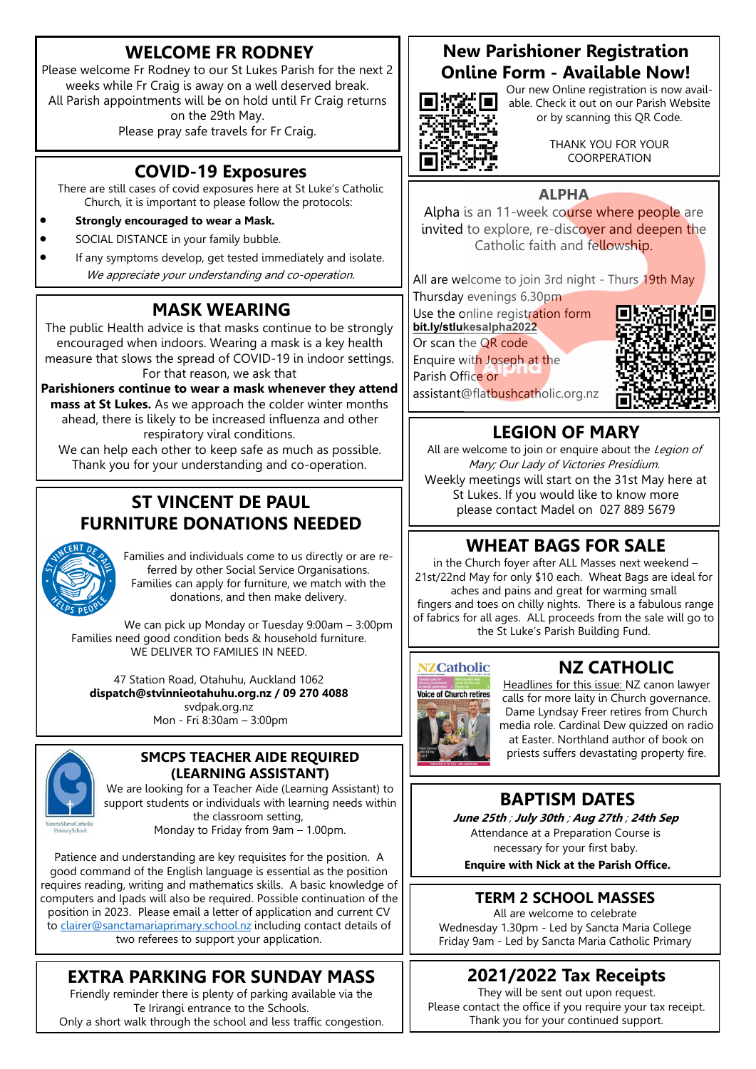## WELCOME FR RODNEY

Please welcome Fr Rodney to our St Lukes Parish for the next 2 weeks while Fr Craig is away on a well deserved break.
All Parish appointments will be on hold until Fr Craig returns on the 29th May.
Please pray safe travels for Fr Craig.

## COVID-19 Exposures

There are still cases of covid exposures here at St Luke's Catholic Church, it is important to please follow the protocols:

- **Strongly encouraged to wear a Mask.**
- SOCIAL DISTANCE in your family bubble.
- If any symptoms develop, get tested immediately and isolate.

*We appreciate your understanding and co-operation.*

## MASK WEARING

The public Health advice is that masks continue to be strongly encouraged when indoors. Wearing a mask is a key health measure that slows the spread of COVID-19 in indoor settings. For that reason, we ask that **Parishioners continue to wear a mask whenever they attend mass at St Lukes.** As we approach the colder winter months ahead, there is likely to be increased influenza and other respiratory viral conditions.
We can help each other to keep safe as much as possible.
Thank you for your understanding and co-operation.

## ST VINCENT DE PAUL FURNITURE DONATIONS NEEDED

Families and individuals come to us directly or are referred by other Social Service Organisations. Families can apply for furniture, we match with the donations, and then make delivery.

We can pick up Monday or Tuesday 9:00am – 3:00pm
Families need good condition beds & household furniture.
WE DELIVER TO FAMILIES IN NEED.

47 Station Road, Otahuhu, Auckland 1062
**dispatch@stvinnieotahuhu.org.nz / 09 270 4088**
svdpak.org.nz
Mon - Fri 8:30am – 3:00pm

## SMCPS TEACHER AIDE REQUIRED (LEARNING ASSISTANT)

We are looking for a Teacher Aide (Learning Assistant) to support students or individuals with learning needs within the classroom setting,
Monday to Friday from 9am – 1.00pm.

Patience and understanding are key requisites for the position. A good command of the English language is essential as the position requires reading, writing and mathematics skills. A basic knowledge of computers and Ipads will also be required. Possible continuation of the position in 2023. Please email a letter of application and current CV to clairer@sanctamariaprimary.school.nz including contact details of two referees to support your application.

## EXTRA PARKING FOR SUNDAY MASS

Friendly reminder there is plenty of parking available via the Te Irirangi entrance to the Schools.
Only a short walk through the school and less traffic congestion.

## New Parishioner Registration Online Form - Available Now!

Our new Online registration is now available. Check it out on our Parish Website or by scanning this QR Code.

THANK YOU FOR YOUR COORPERATION

## ALPHA

Alpha is an 11-week course where people are invited to explore, re-discover and deepen the Catholic faith and fellowship.

All are welcome to join 3rd night - Thurs 19th May
Thursday evenings 6.30pm
Use the online registration form
**bit.ly/stlukesalpha2022**
Or scan the QR code
Enquire with Joseph at the Parish Office or
assistant@flatbushcatholic.org.nz

## LEGION OF MARY

All are welcome to join or enquire about the *Legion of Mary; Our Lady of Victories Presidium.*
Weekly meetings will start on the 31st May here at St Lukes. If you would like to know more please contact Madel on 027 889 5679

## WHEAT BAGS FOR SALE

in the Church foyer after ALL Masses next weekend – 21st/22nd May for only $10 each. Wheat Bags are ideal for aches and pains and great for warming small fingers and toes on chilly nights. There is a fabulous range of fabrics for all ages. ALL proceeds from the sale will go to the St Luke's Parish Building Fund.

## NZ CATHOLIC

Headlines for this issue: NZ canon lawyer calls for more laity in Church governance. Dame Lyndsay Freer retires from Church media role. Cardinal Dew quizzed on radio at Easter. Northland author of book on priests suffers devastating property fire.

## BAPTISM DATES

***June 25th ; July 30th ; Aug 27th ; 24th Sep***

Attendance at a Preparation Course is necessary for your first baby.
**Enquire with Nick at the Parish Office.**

## TERM 2 SCHOOL MASSES

All are welcome to celebrate
Wednesday 1.30pm - Led by Sancta Maria College
Friday 9am - Led by Sancta Maria Catholic Primary

## 2021/2022 Tax Receipts

They will be sent out upon request.
Please contact the office if you require your tax receipt.
Thank you for your continued support.